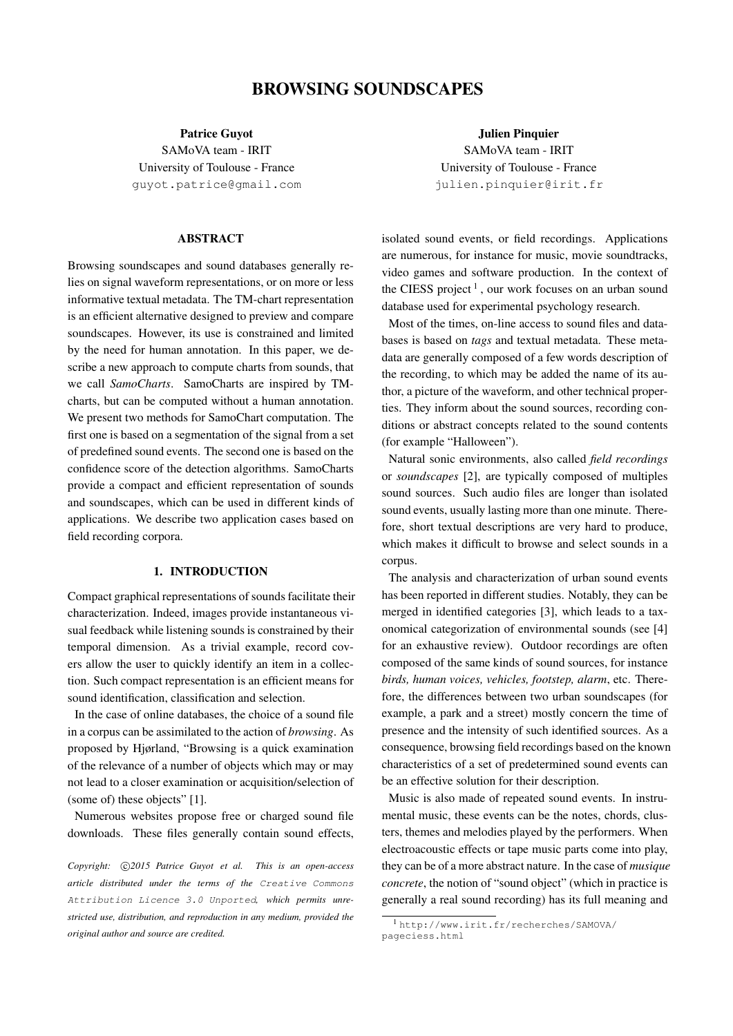# BROWSING SOUNDSCAPES

**Patrice Guyot**
SAMoVA team - IRIT
University of Toulouse - France
guyot.patrice@gmail.com

**Julien Pinquier**
SAMoVA team - IRIT
University of Toulouse - France
julien.pinquier@irit.fr

## ABSTRACT

Browsing soundscapes and sound databases generally relies on signal waveform representations, or on more or less informative textual metadata. The TM-chart representation is an efficient alternative designed to preview and compare soundscapes. However, its use is constrained and limited by the need for human annotation. In this paper, we describe a new approach to compute charts from sounds, that we call *SamoCharts*. SamoCharts are inspired by TM-charts, but can be computed without a human annotation. We present two methods for SamoChart computation. The first one is based on a segmentation of the signal from a set of predefined sound events. The second one is based on the confidence score of the detection algorithms. SamoCharts provide a compact and efficient representation of sounds and soundscapes, which can be used in different kinds of applications. We describe two application cases based on field recording corpora.

## 1. INTRODUCTION

Compact graphical representations of sounds facilitate their characterization. Indeed, images provide instantaneous visual feedback while listening sounds is constrained by their temporal dimension. As a trivial example, record covers allow the user to quickly identify an item in a collection. Such compact representation is an efficient means for sound identification, classification and selection.

In the case of online databases, the choice of a sound file in a corpus can be assimilated to the action of *browsing*. As proposed by Hjørland, "Browsing is a quick examination of the relevance of a number of objects which may or may not lead to a closer examination or acquisition/selection of (some of) these objects" [1].

Numerous websites propose free or charged sound file downloads. These files generally contain sound effects, isolated sound events, or field recordings. Applications are numerous, for instance for music, movie soundtracks, video games and software production. In the context of the CIESS project [1], our work focuses on an urban sound database used for experimental psychology research.

Most of the times, on-line access to sound files and databases is based on *tags* and textual metadata. These metadata are generally composed of a few words description of the recording, to which may be added the name of its author, a picture of the waveform, and other technical properties. They inform about the sound sources, recording conditions or abstract concepts related to the sound contents (for example "Halloween").

Natural sonic environments, also called *field recordings* or *soundscapes* [2], are typically composed of multiples sound sources. Such audio files are longer than isolated sound events, usually lasting more than one minute. Therefore, short textual descriptions are very hard to produce, which makes it difficult to browse and select sounds in a corpus.

The analysis and characterization of urban sound events has been reported in different studies. Notably, they can be merged in identified categories [3], which leads to a taxonomical categorization of environmental sounds (see [4] for an exhaustive review). Outdoor recordings are often composed of the same kinds of sound sources, for instance *birds, human voices, vehicles, footstep, alarm*, etc. Therefore, the differences between two urban soundscapes (for example, a park and a street) mostly concern the time of presence and the intensity of such identified sources. As a consequence, browsing field recordings based on the known characteristics of a set of predetermined sound events can be an effective solution for their description.

Music is also made of repeated sound events. In instrumental music, these events can be the notes, chords, clusters, themes and melodies played by the performers. When electroacoustic effects or tape music parts come into play, they can be of a more abstract nature. In the case of *musique concrete*, the notion of "sound object" (which in practice is generally a real sound recording) has its full meaning and

*Copyright: ©2015 Patrice Guyot et al. This is an open-access article distributed under the terms of the Creative Commons Attribution Licence 3.0 Unported, which permits unrestricted use, distribution, and reproduction in any medium, provided the original author and source are credited.*

[1] http://www.irit.fr/recherches/SAMOVA/pageciess.html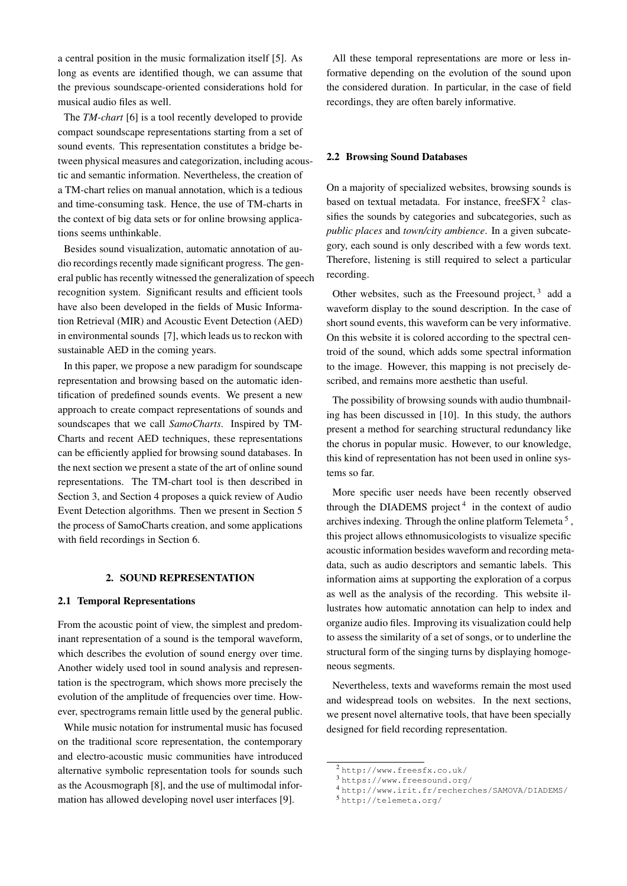a central position in the music formalization itself [5]. As long as events are identified though, we can assume that the previous soundscape-oriented considerations hold for musical audio files as well.

The *TM-chart* [6] is a tool recently developed to provide compact soundscape representations starting from a set of sound events. This representation constitutes a bridge between physical measures and categorization, including acoustic and semantic information. Nevertheless, the creation of a TM-chart relies on manual annotation, which is a tedious and time-consuming task. Hence, the use of TM-charts in the context of big data sets or for online browsing applications seems unthinkable.

Besides sound visualization, automatic annotation of audio recordings recently made significant progress. The general public has recently witnessed the generalization of speech recognition system. Significant results and efficient tools have also been developed in the fields of Music Information Retrieval (MIR) and Acoustic Event Detection (AED) in environmental sounds [7], which leads us to reckon with sustainable AED in the coming years.

In this paper, we propose a new paradigm for soundscape representation and browsing based on the automatic identification of predefined sounds events. We present a new approach to create compact representations of sounds and soundscapes that we call *SamoCharts*. Inspired by TM-Charts and recent AED techniques, these representations can be efficiently applied for browsing sound databases. In the next section we present a state of the art of online sound representations. The TM-chart tool is then described in Section 3, and Section 4 proposes a quick review of Audio Event Detection algorithms. Then we present in Section 5 the process of SamoCharts creation, and some applications with field recordings in Section 6.

## 2. SOUND REPRESENTATION

### 2.1 Temporal Representations

From the acoustic point of view, the simplest and predominant representation of a sound is the temporal waveform, which describes the evolution of sound energy over time. Another widely used tool in sound analysis and representation is the spectrogram, which shows more precisely the evolution of the amplitude of frequencies over time. However, spectrograms remain little used by the general public.

While music notation for instrumental music has focused on the traditional score representation, the contemporary and electro-acoustic music communities have introduced alternative symbolic representation tools for sounds such as the Acousmograph [8], and the use of multimodal information has allowed developing novel user interfaces [9].

All these temporal representations are more or less informative depending on the evolution of the sound upon the considered duration. In particular, in the case of field recordings, they are often barely informative.

### 2.2 Browsing Sound Databases

On a majority of specialized websites, browsing sounds is based on textual metadata. For instance, freeSFX [2] classifies the sounds by categories and subcategories, such as *public places* and *town/city ambience*. In a given subcategory, each sound is only described with a few words text. Therefore, listening is still required to select a particular recording.

Other websites, such as the Freesound project, [3] add a waveform display to the sound description. In the case of short sound events, this waveform can be very informative. On this website it is colored according to the spectral centroid of the sound, which adds some spectral information to the image. However, this mapping is not precisely described, and remains more aesthetic than useful.

The possibility of browsing sounds with audio thumbnailing has been discussed in [10]. In this study, the authors present a method for searching structural redundancy like the chorus in popular music. However, to our knowledge, this kind of representation has not been used in online systems so far.

More specific user needs have been recently observed through the DIADEMS project [4] in the context of audio archives indexing. Through the online platform Telemeta [5], this project allows ethnomusicologists to visualize specific acoustic information besides waveform and recording metadata, such as audio descriptors and semantic labels. This information aims at supporting the exploration of a corpus as well as the analysis of the recording. This website illustrates how automatic annotation can help to index and organize audio files. Improving its visualization could help to assess the similarity of a set of songs, or to underline the structural form of the singing turns by displaying homogeneous segments.

Nevertheless, texts and waveforms remain the most used and widespread tools on websites. In the next sections, we present novel alternative tools, that have been specially designed for field recording representation.

[2] http://www.freesfx.co.uk/
[3] https://www.freesound.org/
[4] http://www.irit.fr/recherches/SAMOVA/DIADEMS/
[5] http://telemeta.org/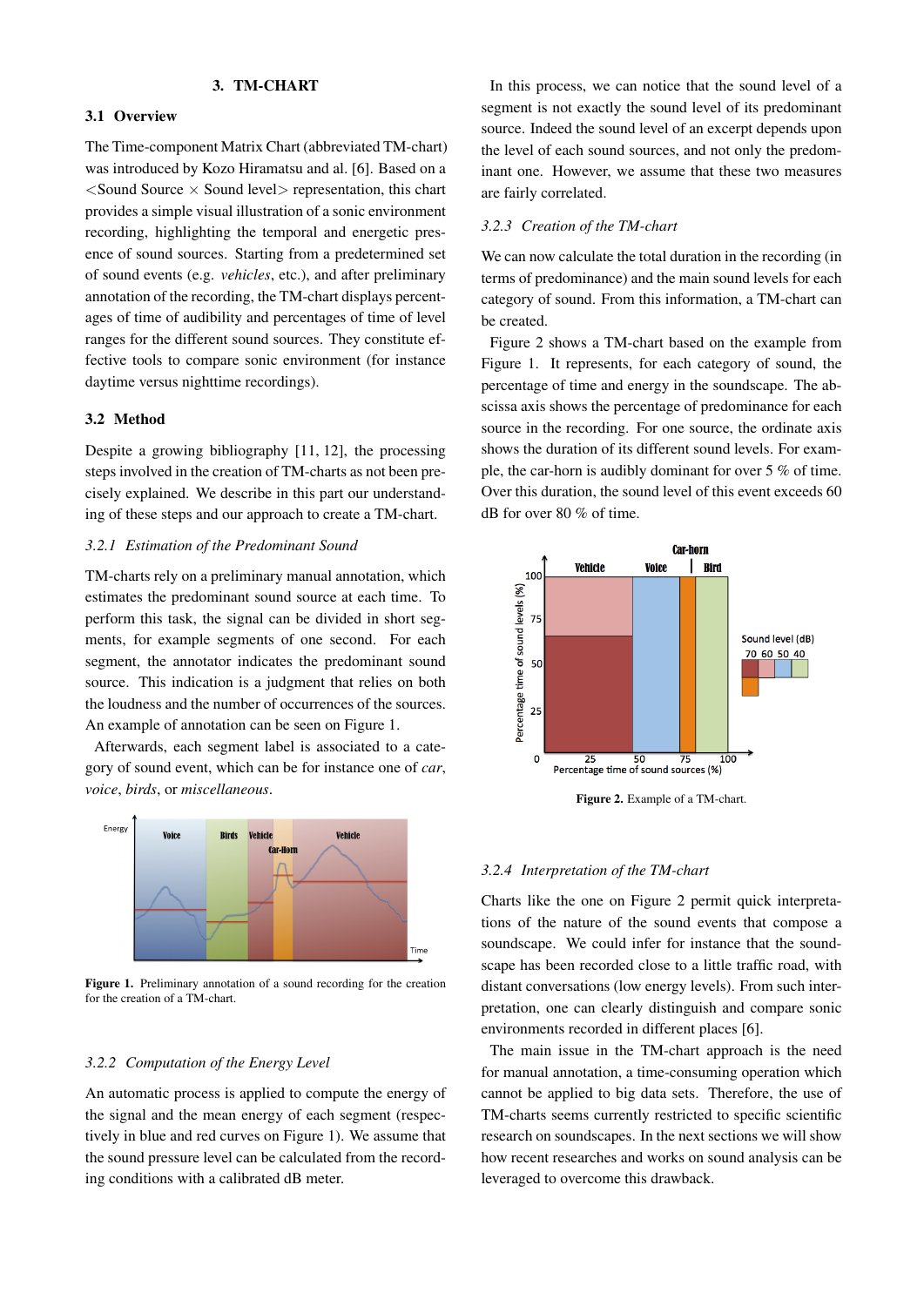## 3. TM-CHART

### 3.1 Overview

The Time-component Matrix Chart (abbreviated TM-chart) was introduced by Kozo Hiramatsu and al. [6]. Based on a <Sound Source × Sound level> representation, this chart provides a simple visual illustration of a sonic environment recording, highlighting the temporal and energetic presence of sound sources. Starting from a predetermined set of sound events (e.g. *vehicles*, etc.), and after preliminary annotation of the recording, the TM-chart displays percentages of time of audibility and percentages of time of level ranges for the different sound sources. They constitute effective tools to compare sonic environment (for instance daytime versus nighttime recordings).

### 3.2 Method

Despite a growing bibliography [11, 12], the processing steps involved in the creation of TM-charts as not been precisely explained. We describe in this part our understanding of these steps and our approach to create a TM-chart.

#### *3.2.1 Estimation of the Predominant Sound*

TM-charts rely on a preliminary manual annotation, which estimates the predominant sound source at each time. To perform this task, the signal can be divided in short segments, for example segments of one second. For each segment, the annotator indicates the predominant sound source. This indication is a judgment that relies on both the loudness and the number of occurrences of the sources. An example of annotation can be seen on Figure 1.

Afterwards, each segment label is associated to a category of sound event, which can be for instance one of *car*, *voice*, *birds*, or *miscellaneous*.

**Figure 1.** Preliminary annotation of a sound recording for the creation for the creation of a TM-chart.

#### *3.2.2 Computation of the Energy Level*

An automatic process is applied to compute the energy of the signal and the mean energy of each segment (respectively in blue and red curves on Figure 1). We assume that the sound pressure level can be calculated from the recording conditions with a calibrated dB meter.

In this process, we can notice that the sound level of a segment is not exactly the sound level of its predominant source. Indeed the sound level of an excerpt depends upon the level of each sound sources, and not only the predominant one. However, we assume that these two measures are fairly correlated.

#### *3.2.3 Creation of the TM-chart*

We can now calculate the total duration in the recording (in terms of predominance) and the main sound levels for each category of sound. From this information, a TM-chart can be created.

Figure 2 shows a TM-chart based on the example from Figure 1. It represents, for each category of sound, the percentage of time and energy in the soundscape. The abscissa axis shows the percentage of predominance for each source in the recording. For one source, the ordinate axis shows the duration of its different sound levels. For example, the car-horn is audibly dominant for over 5 % of time. Over this duration, the sound level of this event exceeds 60 dB for over 80 % of time.

**Figure 2.** Example of a TM-chart.

#### *3.2.4 Interpretation of the TM-chart*

Charts like the one on Figure 2 permit quick interpretations of the nature of the sound events that compose a soundscape. We could infer for instance that the soundscape has been recorded close to a little traffic road, with distant conversations (low energy levels). From such interpretation, one can clearly distinguish and compare sonic environments recorded in different places [6].

The main issue in the TM-chart approach is the need for manual annotation, a time-consuming operation which cannot be applied to big data sets. Therefore, the use of TM-charts seems currently restricted to specific scientific research on soundscapes. In the next sections we will show how recent researches and works on sound analysis can be leveraged to overcome this drawback.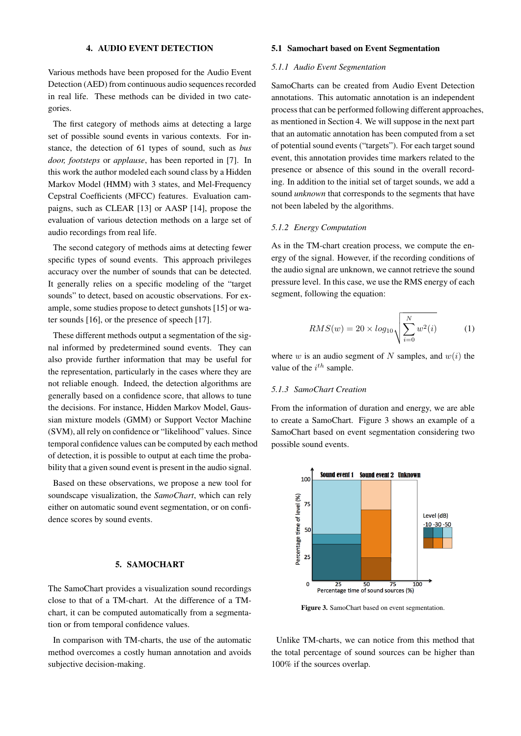## 4. AUDIO EVENT DETECTION

Various methods have been proposed for the Audio Event Detection (AED) from continuous audio sequences recorded in real life. These methods can be divided in two categories.

The first category of methods aims at detecting a large set of possible sound events in various contexts. For instance, the detection of 61 types of sound, such as *bus door, footsteps* or *applause*, has been reported in [7]. In this work the author modeled each sound class by a Hidden Markov Model (HMM) with 3 states, and Mel-Frequency Cepstral Coefficients (MFCC) features. Evaluation campaigns, such as CLEAR [13] or AASP [14], propose the evaluation of various detection methods on a large set of audio recordings from real life.

The second category of methods aims at detecting fewer specific types of sound events. This approach privileges accuracy over the number of sounds that can be detected. It generally relies on a specific modeling of the "target sounds" to detect, based on acoustic observations. For example, some studies propose to detect gunshots [15] or water sounds [16], or the presence of speech [17].

These different methods output a segmentation of the signal informed by predetermined sound events. They can also provide further information that may be useful for the representation, particularly in the cases where they are not reliable enough. Indeed, the detection algorithms are generally based on a confidence score, that allows to tune the decisions. For instance, Hidden Markov Model, Gaussian mixture models (GMM) or Support Vector Machine (SVM), all rely on confidence or "likelihood" values. Since temporal confidence values can be computed by each method of detection, it is possible to output at each time the probability that a given sound event is present in the audio signal.

Based on these observations, we propose a new tool for soundscape visualization, the *SamoChart*, which can rely either on automatic sound event segmentation, or on confidence scores by sound events.

## 5. SAMOCHART

The SamoChart provides a visualization sound recordings close to that of a TM-chart. At the difference of a TM-chart, it can be computed automatically from a segmentation or from temporal confidence values.

In comparison with TM-charts, the use of the automatic method overcomes a costly human annotation and avoids subjective decision-making.

### 5.1 Samochart based on Event Segmentation

#### 5.1.1 Audio Event Segmentation

SamoCharts can be created from Audio Event Detection annotations. This automatic annotation is an independent process that can be performed following different approaches, as mentioned in Section 4. We will suppose in the next part that an automatic annotation has been computed from a set of potential sound events ("targets"). For each target sound event, this annotation provides time markers related to the presence or absence of this sound in the overall recording. In addition to the initial set of target sounds, we add a sound *unknown* that corresponds to the segments that have not been labeled by the algorithms.

#### 5.1.2 Energy Computation

As in the TM-chart creation process, we compute the energy of the signal. However, if the recording conditions of the audio signal are unknown, we cannot retrieve the sound pressure level. In this case, we use the RMS energy of each segment, following the equation:

$$RMS(w) = 20 \times log_{10} \sqrt{\sum_{i=0}^{N} w^2(i)} \qquad (1)$$

where $w$ is an audio segment of $N$ samples, and $w(i)$ the value of the $i^{th}$ sample.

#### 5.1.3 SamoChart Creation

From the information of duration and energy, we are able to create a SamoChart. Figure 3 shows an example of a SamoChart based on event segmentation considering two possible sound events.

**Figure 3.** SamoChart based on event segmentation.

Unlike TM-charts, we can notice from this method that the total percentage of sound sources can be higher than 100% if the sources overlap.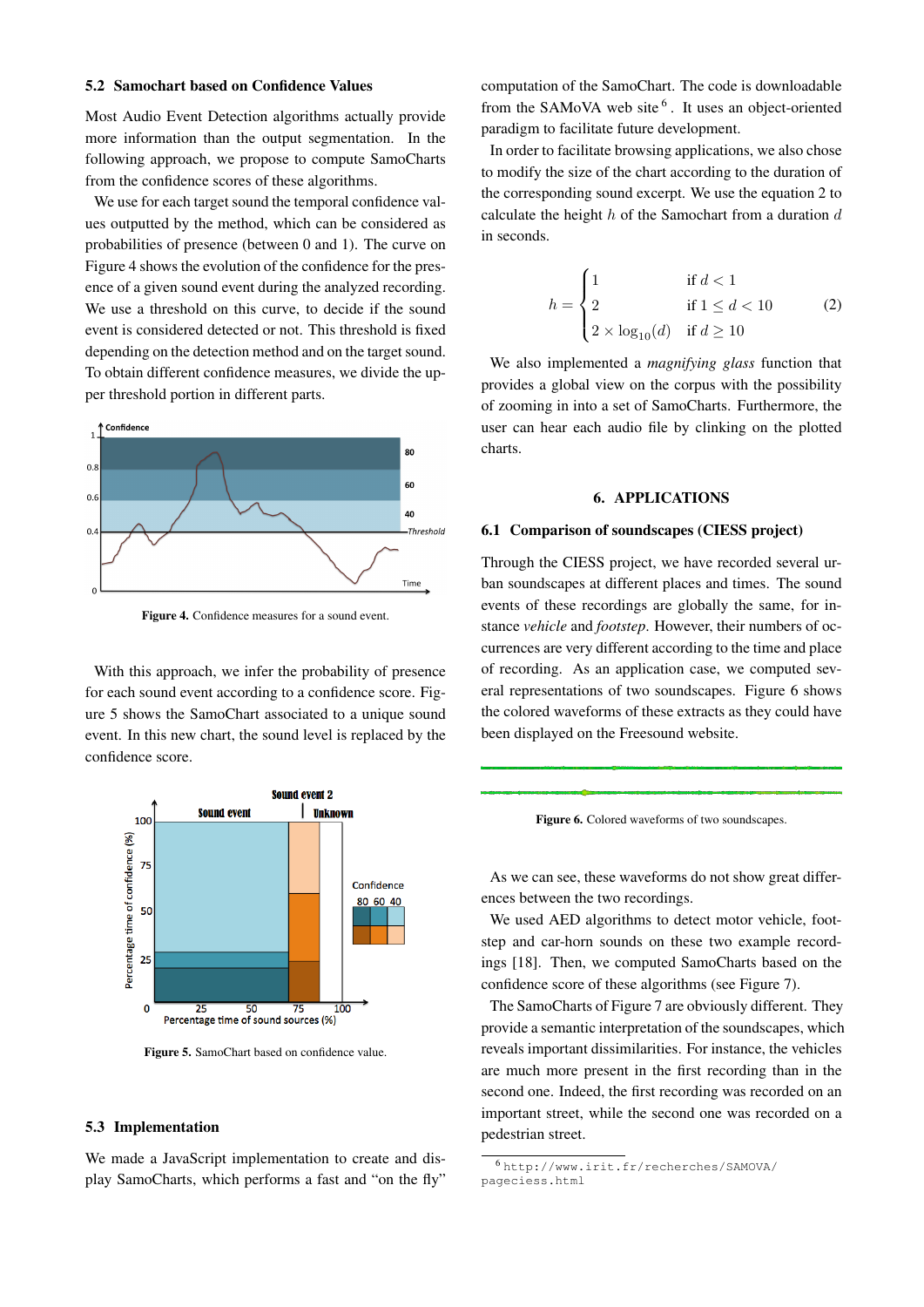### 5.2 Samochart based on Confidence Values

Most Audio Event Detection algorithms actually provide more information than the output segmentation. In the following approach, we propose to compute SamoCharts from the confidence scores of these algorithms.

We use for each target sound the temporal confidence values outputted by the method, which can be considered as probabilities of presence (between 0 and 1). The curve on Figure 4 shows the evolution of the confidence for the presence of a given sound event during the analyzed recording. We use a threshold on this curve, to decide if the sound event is considered detected or not. This threshold is fixed depending on the detection method and on the target sound. To obtain different confidence measures, we divide the upper threshold portion in different parts.

**Figure 4.** Confidence measures for a sound event.

With this approach, we infer the probability of presence for each sound event according to a confidence score. Figure 5 shows the SamoChart associated to a unique sound event. In this new chart, the sound level is replaced by the confidence score.

**Figure 5.** SamoChart based on confidence value.

### 5.3 Implementation

We made a JavaScript implementation to create and display SamoCharts, which performs a fast and "on the fly" computation of the SamoChart. The code is downloadable from the SAMoVA web site [6]. It uses an object-oriented paradigm to facilitate future development.

In order to facilitate browsing applications, we also chose to modify the size of the chart according to the duration of the corresponding sound excerpt. We use the equation 2 to calculate the height $h$ of the Samochart from a duration $d$ in seconds.

$$h = \begin{cases} 1 & \text{if } d < 1 \\ 2 & \text{if } 1 \leq d < 10 \\ 2 \times \log_{10}(d) & \text{if } d \geq 10 \end{cases} \quad (2)$$

We also implemented a *magnifying glass* function that provides a global view on the corpus with the possibility of zooming in into a set of SamoCharts. Furthermore, the user can hear each audio file by clinking on the plotted charts.

## 6. APPLICATIONS

### 6.1 Comparison of soundscapes (CIESS project)

Through the CIESS project, we have recorded several urban soundscapes at different places and times. The sound events of these recordings are globally the same, for instance *vehicle* and *footstep*. However, their numbers of occurrences are very different according to the time and place of recording. As an application case, we computed several representations of two soundscapes. Figure 6 shows the colored waveforms of these extracts as they could have been displayed on the Freesound website.

**Figure 6.** Colored waveforms of two soundscapes.

As we can see, these waveforms do not show great differences between the two recordings.

We used AED algorithms to detect motor vehicle, footstep and car-horn sounds on these two example recordings [18]. Then, we computed SamoCharts based on the confidence score of these algorithms (see Figure 7).

The SamoCharts of Figure 7 are obviously different. They provide a semantic interpretation of the soundscapes, which reveals important dissimilarities. For instance, the vehicles are much more present in the first recording than in the second one. Indeed, the first recording was recorded on an important street, while the second one was recorded on a pedestrian street.

[6] http://www.irit.fr/recherches/SAMOVA/pageciess.html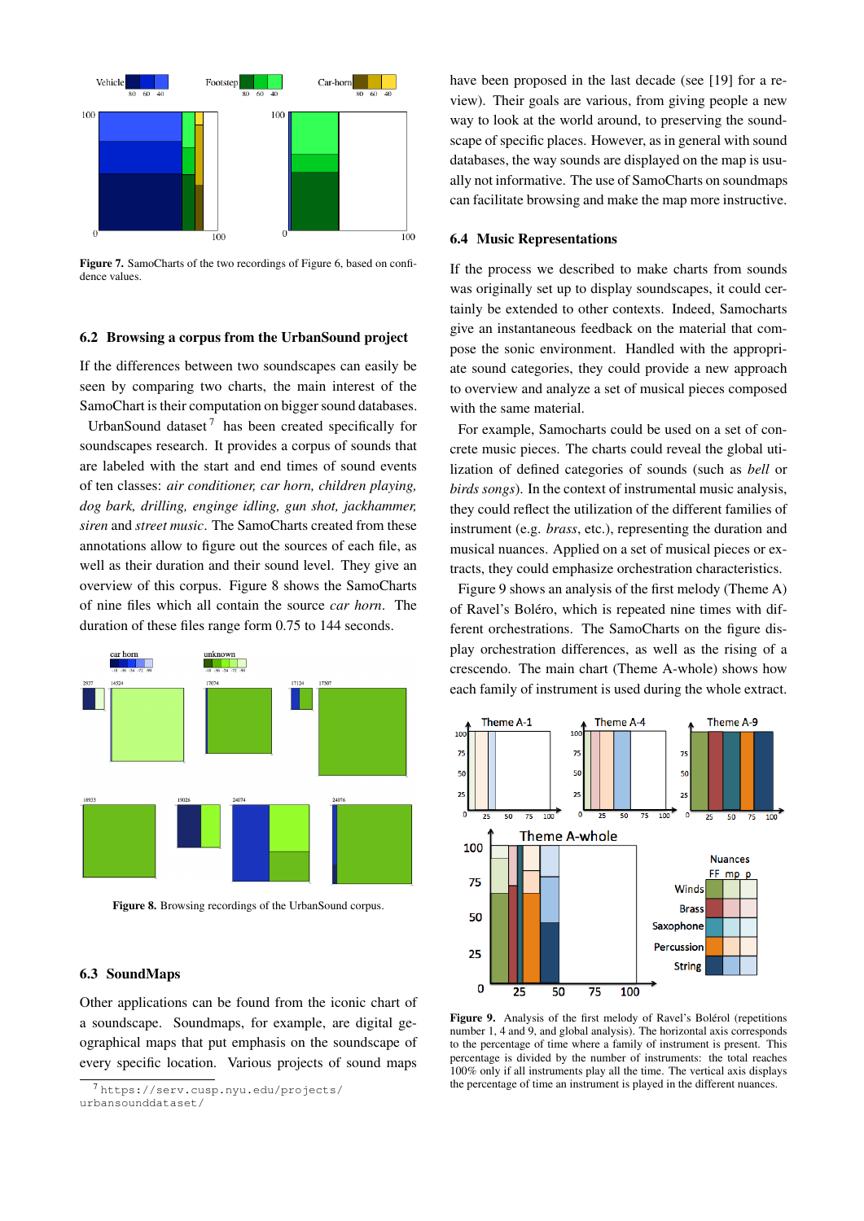Figure 7. SamoCharts of the two recordings of Figure 6, based on confidence values.

### 6.2 Browsing a corpus from the UrbanSound project

If the differences between two soundscapes can easily be seen by comparing two charts, the main interest of the SamoChart is their computation on bigger sound databases.

UrbanSound dataset[7] has been created specifically for soundscapes research. It provides a corpus of sounds that are labeled with the start and end times of sound events of ten classes: *air conditioner, car horn, children playing, dog bark, drilling, engige idling, gun shot, jackhammer, siren* and *street music*. The SamoCharts created from these annotations allow to figure out the sources of each file, as well as their duration and their sound level. They give an overview of this corpus. Figure 8 shows the SamoCharts of nine files which all contain the source *car horn*. The duration of these files range form 0.75 to 144 seconds.

Figure 8. Browsing recordings of the UrbanSound corpus.

### 6.3 SoundMaps

Other applications can be found from the iconic chart of a soundscape. Soundmaps, for example, are digital geographical maps that put emphasis on the soundscape of every specific location. Various projects of sound maps have been proposed in the last decade (see [19] for a review). Their goals are various, from giving people a new way to look at the world around, to preserving the soundscape of specific places. However, as in general with sound databases, the way sounds are displayed on the map is usually not informative. The use of SamoCharts on soundmaps can facilitate browsing and make the map more instructive.

### 6.4 Music Representations

If the process we described to make charts from sounds was originally set up to display soundscapes, it could certainly be extended to other contexts. Indeed, Samocharts give an instantaneous feedback on the material that compose the sonic environment. Handled with the appropriate sound categories, they could provide a new approach to overview and analyze a set of musical pieces composed with the same material.

For example, Samocharts could be used on a set of concrete music pieces. The charts could reveal the global utilization of defined categories of sounds (such as *bell* or *birds songs*). In the context of instrumental music analysis, they could reflect the utilization of the different families of instrument (e.g. *brass*, etc.), representing the duration and musical nuances. Applied on a set of musical pieces or extracts, they could emphasize orchestration characteristics.

Figure 9 shows an analysis of the first melody (Theme A) of Ravel's Boléro, which is repeated nine times with different orchestrations. The SamoCharts on the figure display orchestration differences, as well as the rising of a crescendo. The main chart (Theme A-whole) shows how each family of instrument is used during the whole extract.

Figure 9. Analysis of the first melody of Ravel's Bolérol (repetitions number 1, 4 and 9, and global analysis). The horizontal axis corresponds to the percentage of time where a family of instrument is present. This percentage is divided by the number of instruments: the total reaches 100% only if all instruments play all the time. The vertical axis displays the percentage of time an instrument is played in the different nuances.

[7] https://serv.cusp.nyu.edu/projects/urbansounddataset/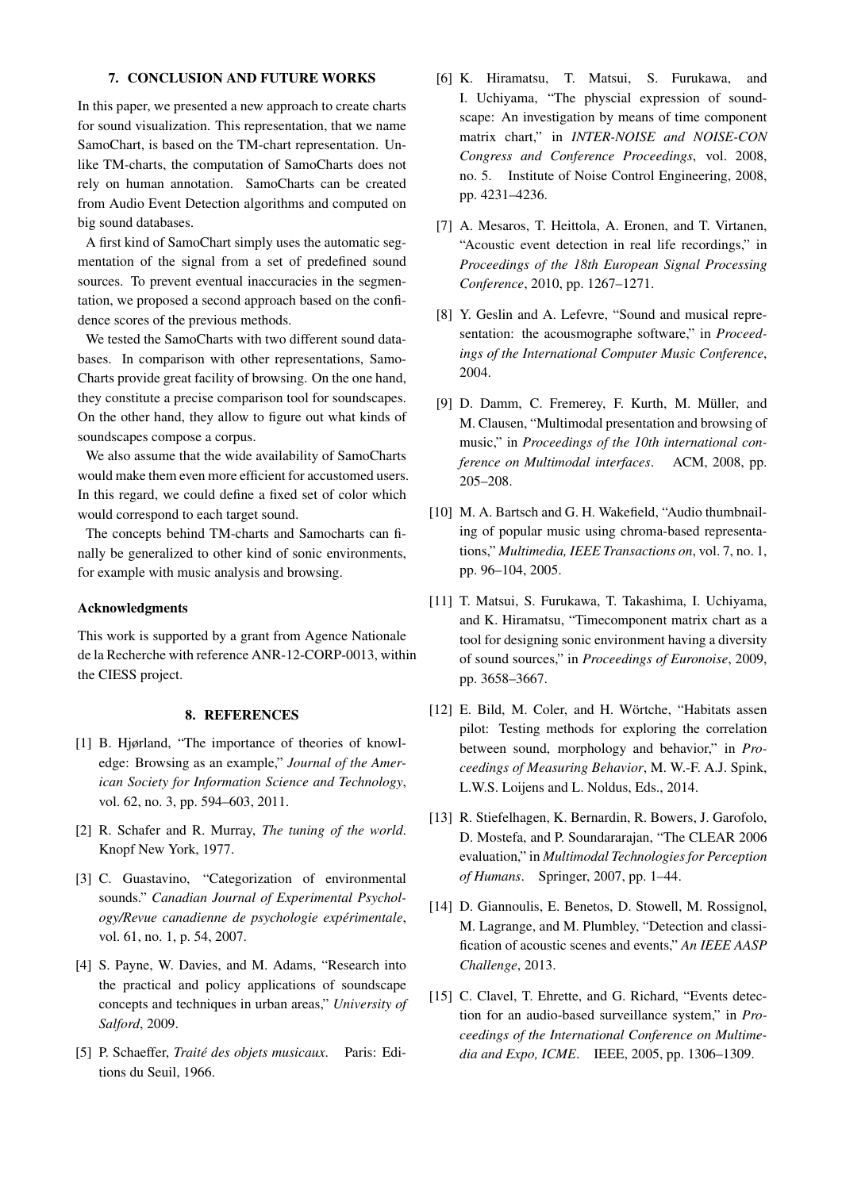## 7. CONCLUSION AND FUTURE WORKS

In this paper, we presented a new approach to create charts for sound visualization. This representation, that we name SamoChart, is based on the TM-chart representation. Unlike TM-charts, the computation of SamoCharts does not rely on human annotation. SamoCharts can be created from Audio Event Detection algorithms and computed on big sound databases.

A first kind of SamoChart simply uses the automatic segmentation of the signal from a set of predefined sound sources. To prevent eventual inaccuracies in the segmentation, we proposed a second approach based on the confidence scores of the previous methods.

We tested the SamoCharts with two different sound databases. In comparison with other representations, SamoCharts provide great facility of browsing. On the one hand, they constitute a precise comparison tool for soundscapes. On the other hand, they allow to figure out what kinds of soundscapes compose a corpus.

We also assume that the wide availability of SamoCharts would make them even more efficient for accustomed users. In this regard, we could define a fixed set of color which would correspond to each target sound.

The concepts behind TM-charts and Samocharts can finally be generalized to other kind of sonic environments, for example with music analysis and browsing.

### Acknowledgments

This work is supported by a grant from Agence Nationale de la Recherche with reference ANR-12-CORP-0013, within the CIESS project.

## 8. REFERENCES

[1] B. Hjørland, "The importance of theories of knowledge: Browsing as an example," *Journal of the American Society for Information Science and Technology*, vol. 62, no. 3, pp. 594–603, 2011.

[2] R. Schafer and R. Murray, *The tuning of the world*. Knopf New York, 1977.

[3] C. Guastavino, "Categorization of environmental sounds." *Canadian Journal of Experimental Psychology/Revue canadienne de psychologie expérimentale*, vol. 61, no. 1, p. 54, 2007.

[4] S. Payne, W. Davies, and M. Adams, "Research into the practical and policy applications of soundscape concepts and techniques in urban areas," *University of Salford*, 2009.

[5] P. Schaeffer, *Traité des objets musicaux*. Paris: Editions du Seuil, 1966.

[6] K. Hiramatsu, T. Matsui, S. Furukawa, and I. Uchiyama, "The physcial expression of soundscape: An investigation by means of time component matrix chart," in *INTER-NOISE and NOISE-CON Congress and Conference Proceedings*, vol. 2008, no. 5. Institute of Noise Control Engineering, 2008, pp. 4231–4236.

[7] A. Mesaros, T. Heittola, A. Eronen, and T. Virtanen, "Acoustic event detection in real life recordings," in *Proceedings of the 18th European Signal Processing Conference*, 2010, pp. 1267–1271.

[8] Y. Geslin and A. Lefevre, "Sound and musical representation: the acousmographe software," in *Proceedings of the International Computer Music Conference*, 2004.

[9] D. Damm, C. Fremerey, F. Kurth, M. Müller, and M. Clausen, "Multimodal presentation and browsing of music," in *Proceedings of the 10th international conference on Multimodal interfaces*. ACM, 2008, pp. 205–208.

[10] M. A. Bartsch and G. H. Wakefield, "Audio thumbnailing of popular music using chroma-based representations," *Multimedia, IEEE Transactions on*, vol. 7, no. 1, pp. 96–104, 2005.

[11] T. Matsui, S. Furukawa, T. Takashima, I. Uchiyama, and K. Hiramatsu, "Timecomponent matrix chart as a tool for designing sonic environment having a diversity of sound sources," in *Proceedings of Euronoise*, 2009, pp. 3658–3667.

[12] E. Bild, M. Coler, and H. Wörtche, "Habitats assen pilot: Testing methods for exploring the correlation between sound, morphology and behavior," in *Proceedings of Measuring Behavior*, M. W.-F. A.J. Spink, L.W.S. Loijens and L. Noldus, Eds., 2014.

[13] R. Stiefelhagen, K. Bernardin, R. Bowers, J. Garofolo, D. Mostefa, and P. Soundararajan, "The CLEAR 2006 evaluation," in *Multimodal Technologies for Perception of Humans*. Springer, 2007, pp. 1–44.

[14] D. Giannoulis, E. Benetos, D. Stowell, M. Rossignol, M. Lagrange, and M. Plumbley, "Detection and classification of acoustic scenes and events," *An IEEE AASP Challenge*, 2013.

[15] C. Clavel, T. Ehrette, and G. Richard, "Events detection for an audio-based surveillance system," in *Proceedings of the International Conference on Multimedia and Expo, ICME*. IEEE, 2005, pp. 1306–1309.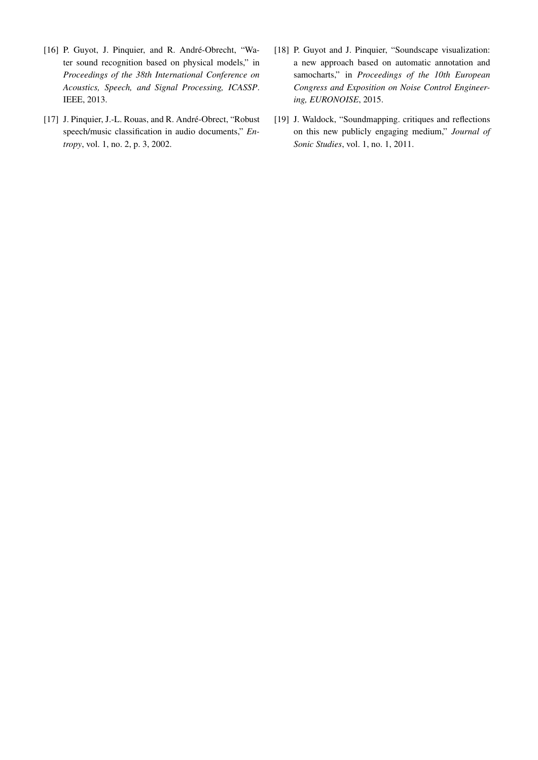[16] P. Guyot, J. Pinquier, and R. André-Obrecht, "Water sound recognition based on physical models," in *Proceedings of the 38th International Conference on Acoustics, Speech, and Signal Processing, ICASSP*. IEEE, 2013.

[17] J. Pinquier, J.-L. Rouas, and R. André-Obrect, "Robust speech/music classification in audio documents," *Entropy*, vol. 1, no. 2, p. 3, 2002.

[18] P. Guyot and J. Pinquier, "Soundscape visualization: a new approach based on automatic annotation and samocharts," in *Proceedings of the 10th European Congress and Exposition on Noise Control Engineering, EURONOISE*, 2015.

[19] J. Waldock, "Soundmapping. critiques and reflections on this new publicly engaging medium," *Journal of Sonic Studies*, vol. 1, no. 1, 2011.